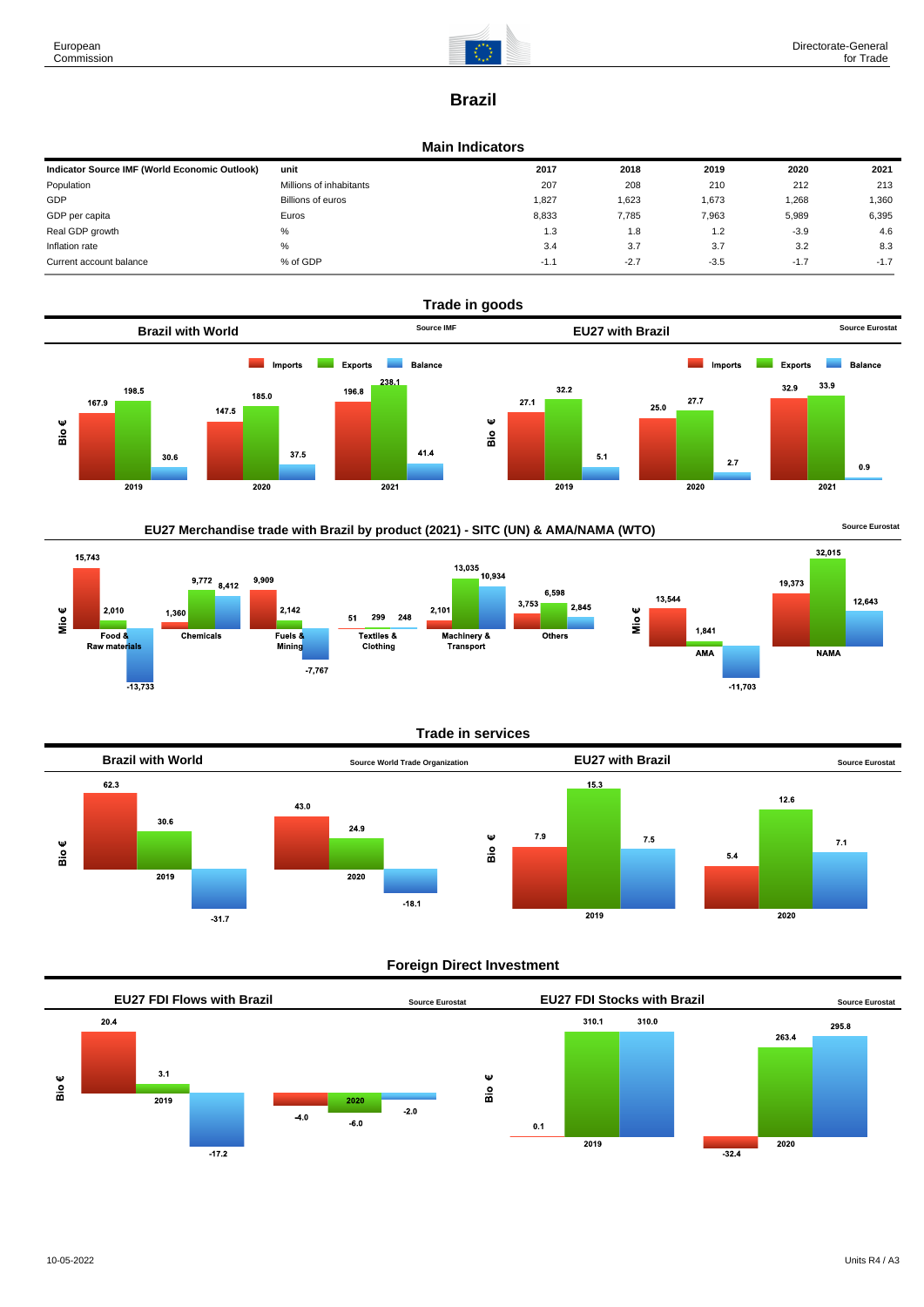European Commission

Directorate-General for Trade

# Brazil

## Main Indicators

| Indicator Source IMF (World Economic Outlook) | unit | 2017 | 2018 | 2019 | 2020 | 2021 |
|---|---|---|---|---|---|---|
| Population | Millions of inhabitants | 207 | 208 | 210 | 212 | 213 |
| GDP | Billions of euros | 1,827 | 1,623 | 1,673 | 1,268 | 1,360 |
| GDP per capita | Euros | 8,833 | 7,785 | 7,963 | 5,989 | 6,395 |
| Real GDP growth | % | 1.3 | 1.8 | 1.2 | -3.9 | 4.6 |
| Inflation rate | % | 3.4 | 3.7 | 3.7 | 3.2 | 8.3 |
| Current account balance | % of GDP | -1.1 | -2.7 | -3.5 | -1.7 | -1.7 |

## Trade in goods

### Brazil with World

Source IMF

| Bio € | Imports | Exports | Balance |
|---|---|---|---|
| 2019 | 167.9 | 198.5 | 30.6 |
| 2020 | 147.5 | 185.0 | 37.5 |
| 2021 | 196.8 | 238.1 | 41.4 |

### EU27 with Brazil

Source Eurostat

| Bio € | Imports | Exports | Balance |
|---|---|---|---|
| 2019 | 27.1 | 32.2 | 5.1 |
| 2020 | 25.0 | 27.7 | 2.7 |
| 2021 | 32.9 | 33.9 | 0.9 |

### EU27 Merchandise trade with Brazil by product (2021) - SITC (UN) & AMA/NAMA (WTO)

Source Eurostat

| Mio € | Imports | Exports | Balance |
|---|---|---|---|
| Food & Raw materials | 15,743 | 2,010 | -13,733 |
| Chemicals | 1,360 | 9,772 | 8,412 |
| Fuels & Mining | 9,909 | 2,142 | -7,767 |
| Textiles & Clothing | 51 | 299 | 248 |
| Machinery & Transport | 2,101 | 13,035 | 10,934 |
| Others | 3,753 | 6,598 | 2,845 |

| Mio € | Imports | Exports | Balance |
|---|---|---|---|
| AMA | 13,544 | 1,841 | -11,703 |
| NAMA | 19,373 | 32,015 | 12,643 |

## Trade in services

### Brazil with World

Source World Trade Organization

| Bio € | Imports | Exports | Balance |
|---|---|---|---|
| 2019 | 62.3 | 30.6 | -31.7 |
| 2020 | 43.0 | 24.9 | -18.1 |

### EU27 with Brazil

Source Eurostat

| Bio € | Imports | Exports | Balance |
|---|---|---|---|
| 2019 | 7.9 | 15.3 | 7.5 |
| 2020 | 5.4 | 12.6 | 7.1 |

## Foreign Direct Investment

### EU27 FDI Flows with Brazil

Source Eurostat

| Bio € | Inward | Outward | Balance |
|---|---|---|---|
| 2019 | 20.4 | 3.1 | -17.2 |
| 2020 | -4.0 | -6.0 | -2.0 |

### EU27 FDI Stocks with Brazil

Source Eurostat

| Bio € | Inward | Outward | Balance |
|---|---|---|---|
| 2019 | 0.1 | 310.1 | 310.0 |
| 2020 | -32.4 | 263.4 | 295.8 |

10-05-2022

Units R4 / A3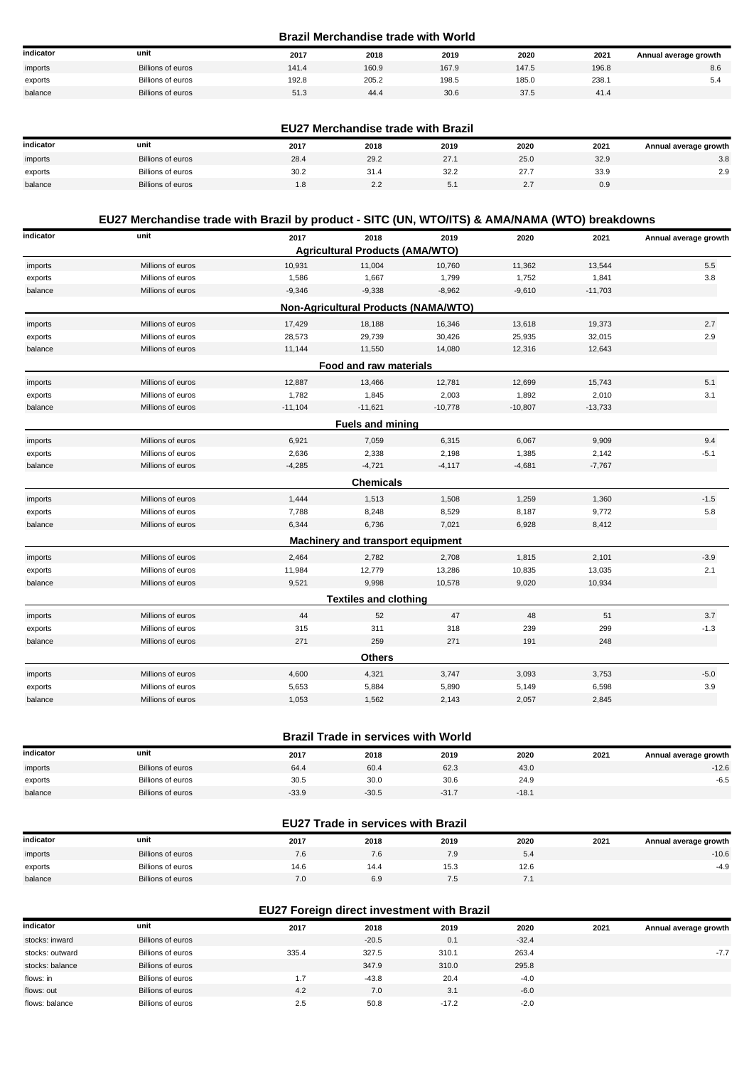## Brazil Merchandise trade with World

| indicator | unit | 2017 | 2018 | 2019 | 2020 | 2021 | Annual average growth |
|---|---|---|---|---|---|---|---|
| imports | Billions of euros | 141.4 | 160.9 | 167.9 | 147.5 | 196.8 | 8.6 |
| exports | Billions of euros | 192.8 | 205.2 | 198.5 | 185.0 | 238.1 | 5.4 |
| balance | Billions of euros | 51.3 | 44.4 | 30.6 | 37.5 | 41.4 | |

## EU27 Merchandise trade with Brazil

| indicator | unit | 2017 | 2018 | 2019 | 2020 | 2021 | Annual average growth |
|---|---|---|---|---|---|---|---|
| imports | Billions of euros | 28.4 | 29.2 | 27.1 | 25.0 | 32.9 | 3.8 |
| exports | Billions of euros | 30.2 | 31.4 | 32.2 | 27.7 | 33.9 | 2.9 |
| balance | Billions of euros | 1.8 | 2.2 | 5.1 | 2.7 | 0.9 | |

## EU27 Merchandise trade with Brazil by product - SITC (UN, WTO/ITS) & AMA/NAMA (WTO) breakdowns

| indicator | unit | 2017 | 2018 | 2019 | 2020 | 2021 | Annual average growth |
|---|---|---|---|---|---|---|---|
| | | | **Agricultural Products (AMA/WTO)** | | | | |
| imports | Millions of euros | 10,931 | 11,004 | 10,760 | 11,362 | 13,544 | 5.5 |
| exports | Millions of euros | 1,586 | 1,667 | 1,799 | 1,752 | 1,841 | 3.8 |
| balance | Millions of euros | -9,346 | -9,338 | -8,962 | -9,610 | -11,703 | |
| | | | **Non-Agricultural Products (NAMA/WTO)** | | | | |
| imports | Millions of euros | 17,429 | 18,188 | 16,346 | 13,618 | 19,373 | 2.7 |
| exports | Millions of euros | 28,573 | 29,739 | 30,426 | 25,935 | 32,015 | 2.9 |
| balance | Millions of euros | 11,144 | 11,550 | 14,080 | 12,316 | 12,643 | |
| | | | **Food and raw materials** | | | | |
| imports | Millions of euros | 12,887 | 13,466 | 12,781 | 12,699 | 15,743 | 5.1 |
| exports | Millions of euros | 1,782 | 1,845 | 2,003 | 1,892 | 2,010 | 3.1 |
| balance | Millions of euros | -11,104 | -11,621 | -10,778 | -10,807 | -13,733 | |
| | | | **Fuels and mining** | | | | |
| imports | Millions of euros | 6,921 | 7,059 | 6,315 | 6,067 | 9,909 | 9.4 |
| exports | Millions of euros | 2,636 | 2,338 | 2,198 | 1,385 | 2,142 | -5.1 |
| balance | Millions of euros | -4,285 | -4,721 | -4,117 | -4,681 | -7,767 | |
| | | | **Chemicals** | | | | |
| imports | Millions of euros | 1,444 | 1,513 | 1,508 | 1,259 | 1,360 | -1.5 |
| exports | Millions of euros | 7,788 | 8,248 | 8,529 | 8,187 | 9,772 | 5.8 |
| balance | Millions of euros | 6,344 | 6,736 | 7,021 | 6,928 | 8,412 | |
| | | | **Machinery and transport equipment** | | | | |
| imports | Millions of euros | 2,464 | 2,782 | 2,708 | 1,815 | 2,101 | -3.9 |
| exports | Millions of euros | 11,984 | 12,779 | 13,286 | 10,835 | 13,035 | 2.1 |
| balance | Millions of euros | 9,521 | 9,998 | 10,578 | 9,020 | 10,934 | |
| | | | **Textiles and clothing** | | | | |
| imports | Millions of euros | 44 | 52 | 47 | 48 | 51 | 3.7 |
| exports | Millions of euros | 315 | 311 | 318 | 239 | 299 | -1.3 |
| balance | Millions of euros | 271 | 259 | 271 | 191 | 248 | |
| | | | **Others** | | | | |
| imports | Millions of euros | 4,600 | 4,321 | 3,747 | 3,093 | 3,753 | -5.0 |
| exports | Millions of euros | 5,653 | 5,884 | 5,890 | 5,149 | 6,598 | 3.9 |
| balance | Millions of euros | 1,053 | 1,562 | 2,143 | 2,057 | 2,845 | |

## Brazil Trade in services with World

| indicator | unit | 2017 | 2018 | 2019 | 2020 | 2021 | Annual average growth |
|---|---|---|---|---|---|---|---|
| imports | Billions of euros | 64.4 | 60.4 | 62.3 | 43.0 | | -12.6 |
| exports | Billions of euros | 30.5 | 30.0 | 30.6 | 24.9 | | -6.5 |
| balance | Billions of euros | -33.9 | -30.5 | -31.7 | -18.1 | | |

## EU27 Trade in services with Brazil

| indicator | unit | 2017 | 2018 | 2019 | 2020 | 2021 | Annual average growth |
|---|---|---|---|---|---|---|---|
| imports | Billions of euros | 7.6 | 7.6 | 7.9 | 5.4 | | -10.6 |
| exports | Billions of euros | 14.6 | 14.4 | 15.3 | 12.6 | | -4.9 |
| balance | Billions of euros | 7.0 | 6.9 | 7.5 | 7.1 | | |

## EU27 Foreign direct investment with Brazil

| indicator | unit | 2017 | 2018 | 2019 | 2020 | 2021 | Annual average growth |
|---|---|---|---|---|---|---|---|
| stocks: inward | Billions of euros | | -20.5 | 0.1 | -32.4 | | |
| stocks: outward | Billions of euros | 335.4 | 327.5 | 310.1 | 263.4 | | -7.7 |
| stocks: balance | Billions of euros | | 347.9 | 310.0 | 295.8 | | |
| flows: in | Billions of euros | 1.7 | -43.8 | 20.4 | -4.0 | | |
| flows: out | Billions of euros | 4.2 | 7.0 | 3.1 | -6.0 | | |
| flows: balance | Billions of euros | 2.5 | 50.8 | -17.2 | -2.0 | | |